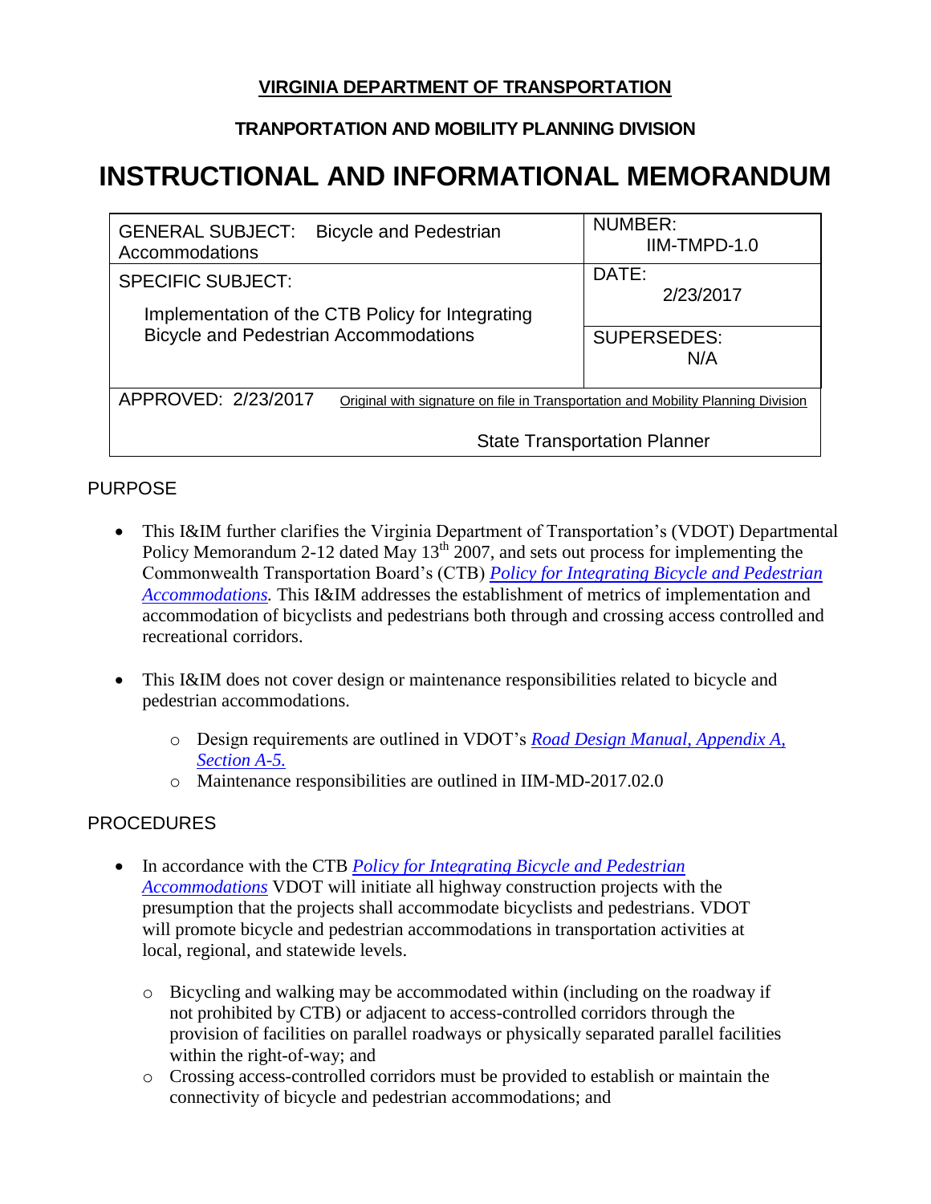**VIRGINIA DEPARTMENT OF TRANSPORTATION**

**TRANPORTATION AND MOBILITY PLANNING DIVISION**

# INSTRUCTIONAL AND INFORMATIONAL MEMORANDUM

| GENERAL SUBJECT: Bicycle and Pedestrian Accommodations | NUMBER: IIM-TMPD-1.0 |
| --- | --- |
| SPECIFIC SUBJECT: Implementation of the CTB Policy for Integrating Bicycle and Pedestrian Accommodations | DATE: 2/23/2017 |
| | SUPERSEDES: N/A |
| APPROVED: 2/23/2017 | Original with signature on file in Transportation and Mobility Planning Division<br>State Transportation Planner |

## PURPOSE

- This I&IM further clarifies the Virginia Department of Transportation's (VDOT) Departmental Policy Memorandum 2-12 dated May 13th 2007, and sets out process for implementing the Commonwealth Transportation Board's (CTB) *Policy for Integrating Bicycle and Pedestrian Accommodations.* This I&IM addresses the establishment of metrics of implementation and accommodation of bicyclists and pedestrians both through and crossing access controlled and recreational corridors.

- This I&IM does not cover design or maintenance responsibilities related to bicycle and pedestrian accommodations.
  - Design requirements are outlined in VDOT's *Road Design Manual, Appendix A, Section A-5.*
  - Maintenance responsibilities are outlined in IIM-MD-2017.02.0

## PROCEDURES

- In accordance with the CTB *Policy for Integrating Bicycle and Pedestrian Accommodations* VDOT will initiate all highway construction projects with the presumption that the projects shall accommodate bicyclists and pedestrians. VDOT will promote bicycle and pedestrian accommodations in transportation activities at local, regional, and statewide levels.
  - Bicycling and walking may be accommodated within (including on the roadway if not prohibited by CTB) or adjacent to access-controlled corridors through the provision of facilities on parallel roadways or physically separated parallel facilities within the right-of-way; and
  - Crossing access-controlled corridors must be provided to establish or maintain the connectivity of bicycle and pedestrian accommodations; and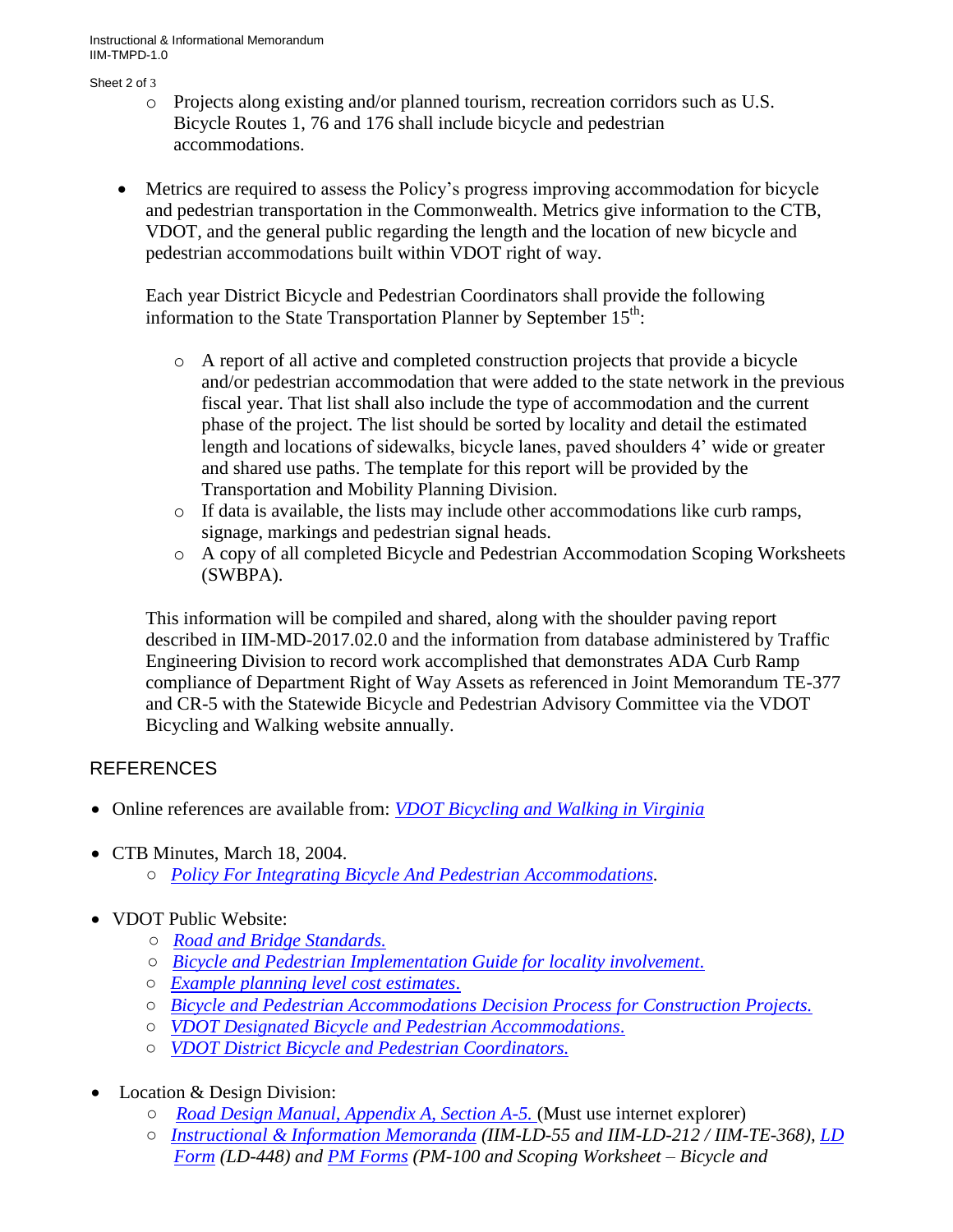- Projects along existing and/or planned tourism, recreation corridors such as U.S. Bicycle Routes 1, 76 and 176 shall include bicycle and pedestrian accommodations.

- Metrics are required to assess the Policy's progress improving accommodation for bicycle and pedestrian transportation in the Commonwealth. Metrics give information to the CTB, VDOT, and the general public regarding the length and the location of new bicycle and pedestrian accommodations built within VDOT right of way.

  Each year District Bicycle and Pedestrian Coordinators shall provide the following information to the State Transportation Planner by September 15th:

  - A report of all active and completed construction projects that provide a bicycle and/or pedestrian accommodation that were added to the state network in the previous fiscal year. That list shall also include the type of accommodation and the current phase of the project. The list should be sorted by locality and detail the estimated length and locations of sidewalks, bicycle lanes, paved shoulders 4' wide or greater and shared use paths. The template for this report will be provided by the Transportation and Mobility Planning Division.
  - If data is available, the lists may include other accommodations like curb ramps, signage, markings and pedestrian signal heads.
  - A copy of all completed Bicycle and Pedestrian Accommodation Scoping Worksheets (SWBPA).

  This information will be compiled and shared, along with the shoulder paving report described in IIM-MD-2017.02.0 and the information from database administered by Traffic Engineering Division to record work accomplished that demonstrates ADA Curb Ramp compliance of Department Right of Way Assets as referenced in Joint Memorandum TE-377 and CR-5 with the Statewide Bicycle and Pedestrian Advisory Committee via the VDOT Bicycling and Walking website annually.

## REFERENCES

- Online references are available from: *VDOT Bicycling and Walking in Virginia*

- CTB Minutes, March 18, 2004.
  - *Policy For Integrating Bicycle And Pedestrian Accommodations.*

- VDOT Public Website:
  - *Road and Bridge Standards.*
  - *Bicycle and Pedestrian Implementation Guide for locality involvement.*
  - *Example planning level cost estimates.*
  - *Bicycle and Pedestrian Accommodations Decision Process for Construction Projects.*
  - *VDOT Designated Bicycle and Pedestrian Accommodations.*
  - *VDOT District Bicycle and Pedestrian Coordinators.*

- Location & Design Division:
  - *Road Design Manual, Appendix A, Section A-5.* (Must use internet explorer)
  - *Instructional & Information Memoranda (IIM-LD-55 and IIM-LD-212 / IIM-TE-368), LD Form (LD-448) and PM Forms (PM-100 and Scoping Worksheet – Bicycle and*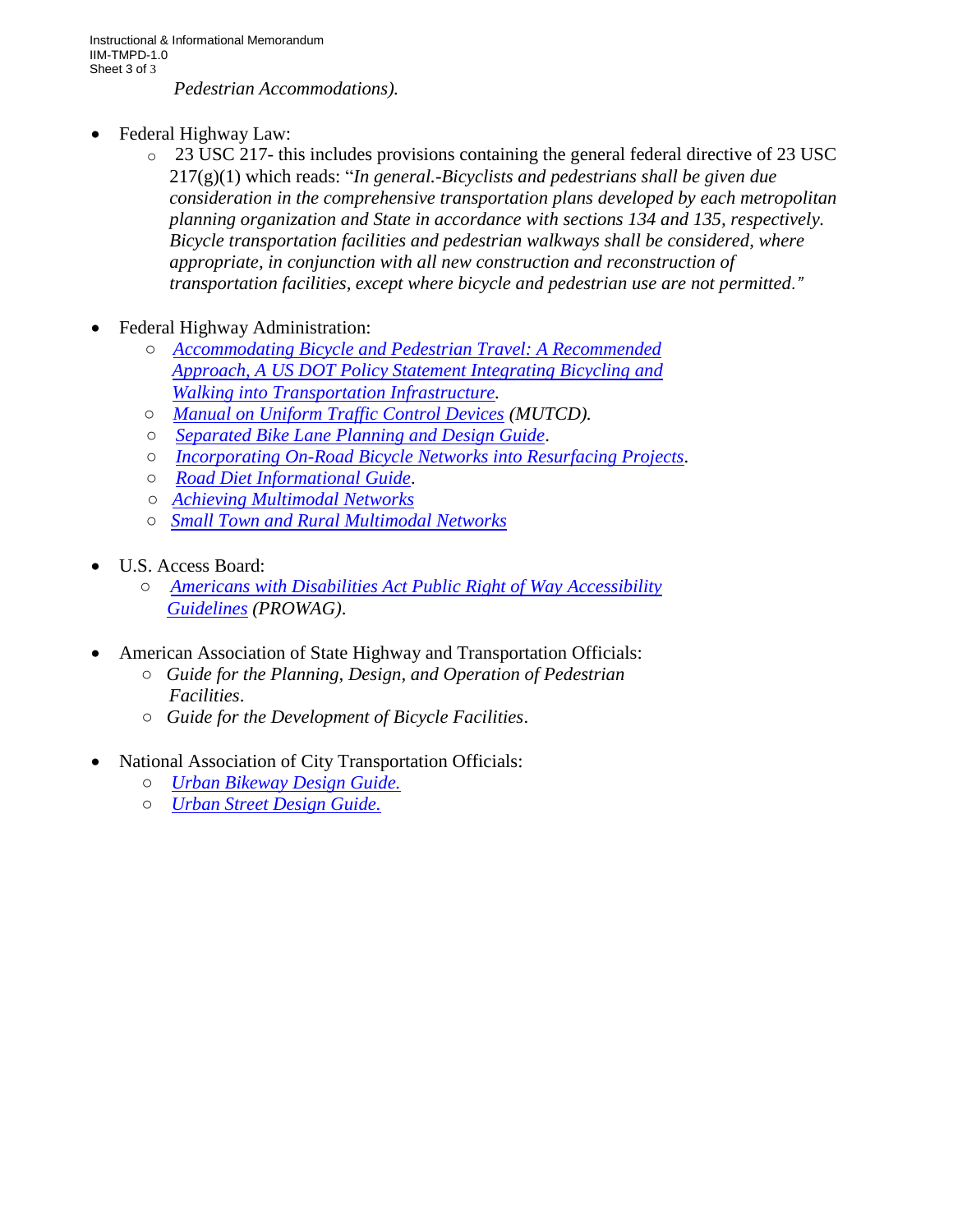*Pedestrian Accommodations).*

- Federal Highway Law:
  - 23 USC 217- this includes provisions containing the general federal directive of 23 USC 217(g)(1) which reads: "*In general.-Bicyclists and pedestrians shall be given due consideration in the comprehensive transportation plans developed by each metropolitan planning organization and State in accordance with sections 134 and 135, respectively. Bicycle transportation facilities and pedestrian walkways shall be considered, where appropriate, in conjunction with all new construction and reconstruction of transportation facilities, except where bicycle and pedestrian use are not permitted*."

- Federal Highway Administration:
  - *Accommodating Bicycle and Pedestrian Travel: A Recommended Approach, A US DOT Policy Statement Integrating Bicycling and Walking into Transportation Infrastructure.*
  - *Manual on Uniform Traffic Control Devices (MUTCD).*
  - *Separated Bike Lane Planning and Design Guide.*
  - *Incorporating On-Road Bicycle Networks into Resurfacing Projects.*
  - *Road Diet Informational Guide.*
  - *Achieving Multimodal Networks*
  - *Small Town and Rural Multimodal Networks*

- U.S. Access Board:
  - *Americans with Disabilities Act Public Right of Way Accessibility Guidelines (PROWAG).*

- American Association of State Highway and Transportation Officials:
  - *Guide for the Planning, Design, and Operation of Pedestrian Facilities*.
  - *Guide for the Development of Bicycle Facilities*.

- National Association of City Transportation Officials:
  - *Urban Bikeway Design Guide.*
  - *Urban Street Design Guide.*